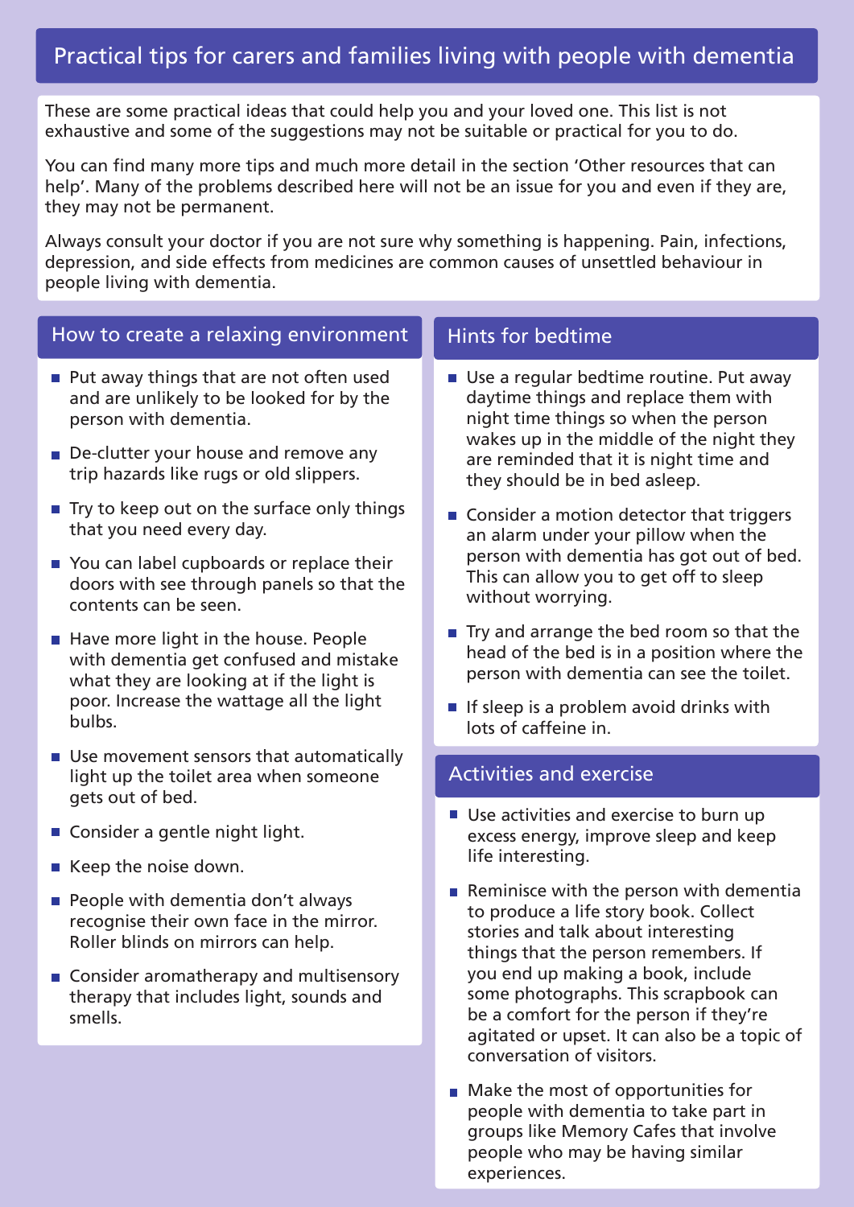# Practical tips for carers and families living with people with dementia

These are some practical ideas that could help you and your loved one. This list is not exhaustive and some of the suggestions may not be suitable or practical for you to do.

You can find many more tips and much more detail in the section 'Other resources that can help'. Many of the problems described here will not be an issue for you and even if they are, they may not be permanent.

Always consult your doctor if you are not sure why something is happening. Pain, infections, depression, and side effects from medicines are common causes of unsettled behaviour in people living with dementia.

## How to create a relaxing environment

- Put away things that are not often used and are unlikely to be looked for by the person with dementia.
- De-clutter your house and remove any trip hazards like rugs or old slippers.
- Try to keep out on the surface only things that you need every day.
- You can label cupboards or replace their doors with see through panels so that the contents can be seen.
- Have more light in the house. People with dementia get confused and mistake what they are looking at if the light is poor. Increase the wattage all the light bulbs.
- Use movement sensors that automatically light up the toilet area when someone gets out of bed.
- Consider a gentle night light.
- Keep the noise down.
- People with dementia don't always recognise their own face in the mirror. Roller blinds on mirrors can help.
- Consider aromatherapy and multisensory therapy that includes light, sounds and smells.

## Hints for bedtime

- Use a regular bedtime routine. Put away daytime things and replace them with night time things so when the person wakes up in the middle of the night they are reminded that it is night time and they should be in bed asleep.
- Consider a motion detector that triggers an alarm under your pillow when the person with dementia has got out of bed. This can allow you to get off to sleep without worrying.
- Try and arrange the bed room so that the head of the bed is in a position where the person with dementia can see the toilet.
- If sleep is a problem avoid drinks with lots of caffeine in.

## Activities and exercise

- Use activities and exercise to burn up excess energy, improve sleep and keep life interesting.
- Reminisce with the person with dementia to produce a life story book. Collect stories and talk about interesting things that the person remembers. If you end up making a book, include some photographs. This scrapbook can be a comfort for the person if they're agitated or upset. It can also be a topic of conversation of visitors.
- Make the most of opportunities for people with dementia to take part in groups like Memory Cafes that involve people who may be having similar experiences.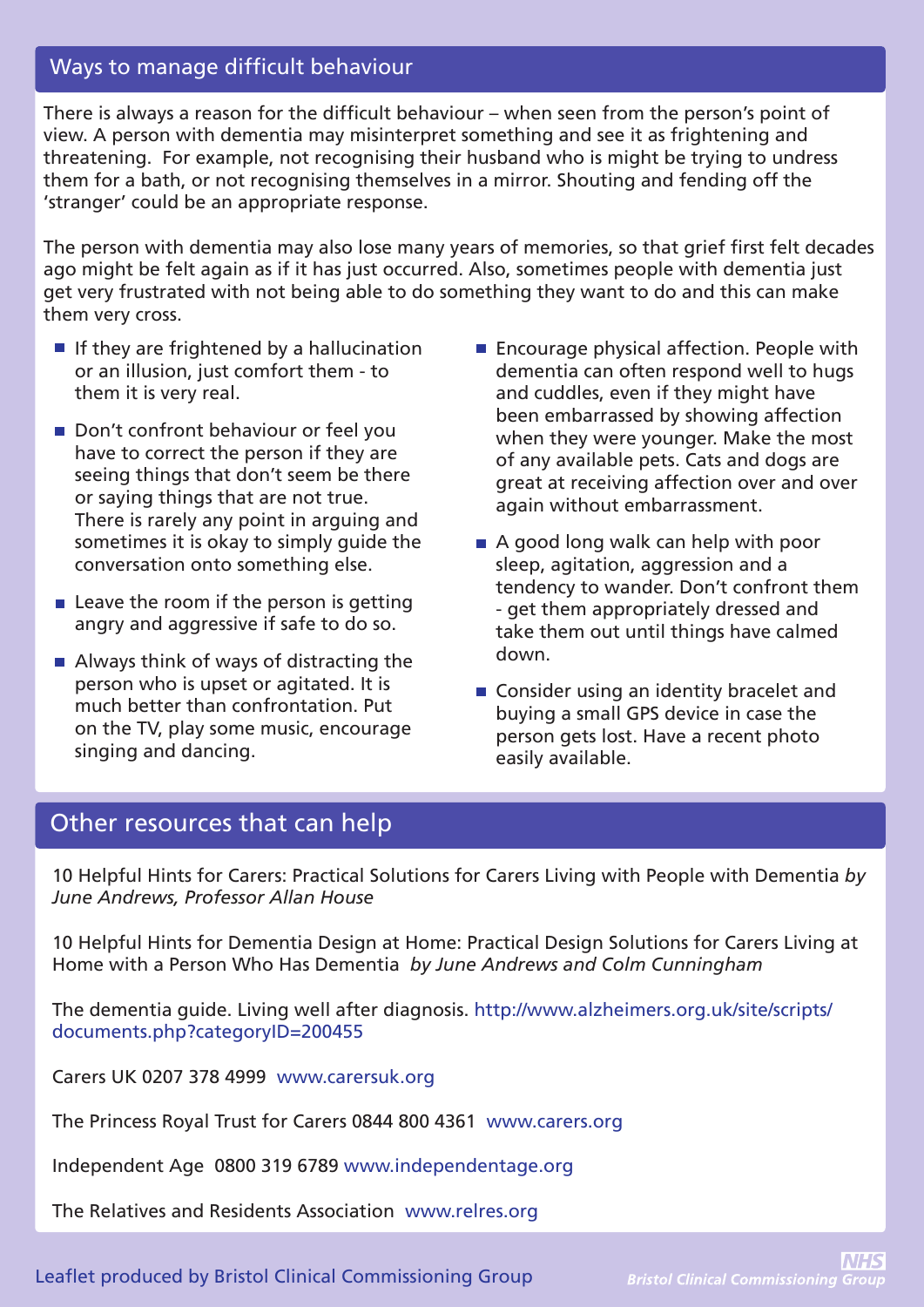## Ways to manage difficult behaviour

There is always a reason for the difficult behaviour – when seen from the person's point of view. A person with dementia may misinterpret something and see it as frightening and threatening. For example, not recognising their husband who is might be trying to undress them for a bath, or not recognising themselves in a mirror. Shouting and fending off the 'stranger' could be an appropriate response.

The person with dementia may also lose many years of memories, so that grief first felt decades ago might be felt again as if it has just occurred. Also, sometimes people with dementia just get very frustrated with not being able to do something they want to do and this can make them very cross.

- If they are frightened by a hallucination or an illusion, just comfort them - to them it is very real.
- Don't confront behaviour or feel you have to correct the person if they are seeing things that don't seem be there or saying things that are not true. There is rarely any point in arguing and sometimes it is okay to simply guide the conversation onto something else.
- Leave the room if the person is getting angry and aggressive if safe to do so.
- Always think of ways of distracting the person who is upset or agitated. It is much better than confrontation. Put on the TV, play some music, encourage singing and dancing.
- Encourage physical affection. People with dementia can often respond well to hugs and cuddles, even if they might have been embarrassed by showing affection when they were younger. Make the most of any available pets. Cats and dogs are great at receiving affection over and over again without embarrassment.
- A good long walk can help with poor sleep, agitation, aggression and a tendency to wander. Don't confront them - get them appropriately dressed and take them out until things have calmed down.
- Consider using an identity bracelet and buying a small GPS device in case the person gets lost. Have a recent photo easily available.

## Other resources that can help

10 Helpful Hints for Carers: Practical Solutions for Carers Living with People with Dementia *by June Andrews, Professor Allan House*

10 Helpful Hints for Dementia Design at Home: Practical Design Solutions for Carers Living at Home with a Person Who Has Dementia *by June Andrews and Colm Cunningham*

The dementia guide. Living well after diagnosis. http://www.alzheimers.org.uk/site/scripts/documents.php?categoryID=200455

Carers UK 0207 378 4999 www.carersuk.org

The Princess Royal Trust for Carers 0844 800 4361 www.carers.org

Independent Age 0800 319 6789 www.independentage.org

The Relatives and Residents Association www.relres.org

Leaflet produced by Bristol Clinical Commissioning Group

NHS Bristol Clinical Commissioning Group